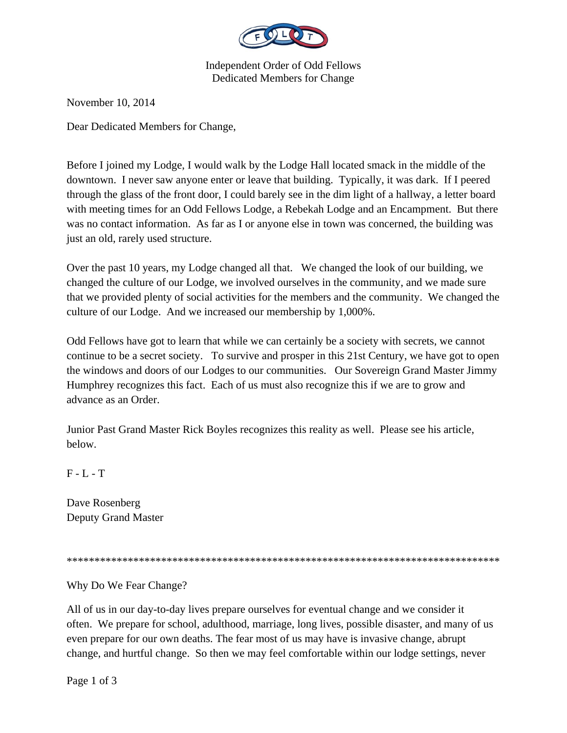Independent Order of Odd Fellows
Dedicated Members for Change

November 10, 2014

Dear Dedicated Members for Change,

Before I joined my Lodge, I would walk by the Lodge Hall located smack in the middle of the downtown. I never saw anyone enter or leave that building. Typically, it was dark. If I peered through the glass of the front door, I could barely see in the dim light of a hallway, a letter board with meeting times for an Odd Fellows Lodge, a Rebekah Lodge and an Encampment. But there was no contact information. As far as I or anyone else in town was concerned, the building was just an old, rarely used structure.

Over the past 10 years, my Lodge changed all that. We changed the look of our building, we changed the culture of our Lodge, we involved ourselves in the community, and we made sure that we provided plenty of social activities for the members and the community. We changed the culture of our Lodge. And we increased our membership by 1,000%.

Odd Fellows have got to learn that while we can certainly be a society with secrets, we cannot continue to be a secret society. To survive and prosper in this 21st Century, we have got to open the windows and doors of our Lodges to our communities. Our Sovereign Grand Master Jimmy Humphrey recognizes this fact. Each of us must also recognize this if we are to grow and advance as an Order.

Junior Past Grand Master Rick Boyles recognizes this reality as well. Please see his article, below.

F - L - T

Dave Rosenberg
Deputy Grand Master

********************************************************************************

Why Do We Fear Change?

All of us in our day-to-day lives prepare ourselves for eventual change and we consider it often. We prepare for school, adulthood, marriage, long lives, possible disaster, and many of us even prepare for our own deaths. The fear most of us may have is invasive change, abrupt change, and hurtful change. So then we may feel comfortable within our lodge settings, never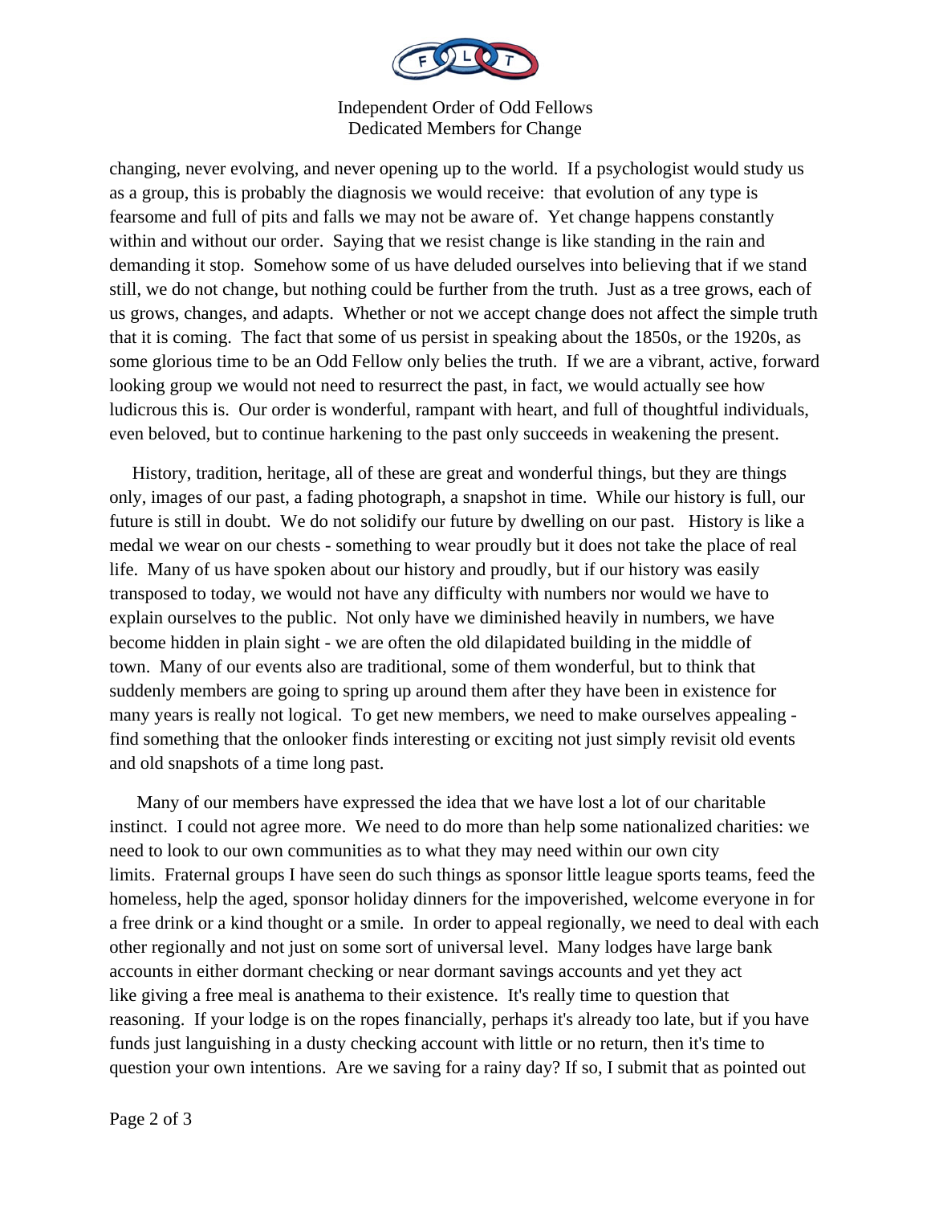changing, never evolving, and never opening up to the world. If a psychologist would study us as a group, this is probably the diagnosis we would receive: that evolution of any type is fearsome and full of pits and falls we may not be aware of. Yet change happens constantly within and without our order. Saying that we resist change is like standing in the rain and demanding it stop. Somehow some of us have deluded ourselves into believing that if we stand still, we do not change, but nothing could be further from the truth. Just as a tree grows, each of us grows, changes, and adapts. Whether or not we accept change does not affect the simple truth that it is coming. The fact that some of us persist in speaking about the 1850s, or the 1920s, as some glorious time to be an Odd Fellow only belies the truth. If we are a vibrant, active, forward looking group we would not need to resurrect the past, in fact, we would actually see how ludicrous this is. Our order is wonderful, rampant with heart, and full of thoughtful individuals, even beloved, but to continue harkening to the past only succeeds in weakening the present.

History, tradition, heritage, all of these are great and wonderful things, but they are things only, images of our past, a fading photograph, a snapshot in time. While our history is full, our future is still in doubt. We do not solidify our future by dwelling on our past. History is like a medal we wear on our chests - something to wear proudly but it does not take the place of real life. Many of us have spoken about our history and proudly, but if our history was easily transposed to today, we would not have any difficulty with numbers nor would we have to explain ourselves to the public. Not only have we diminished heavily in numbers, we have become hidden in plain sight - we are often the old dilapidated building in the middle of town. Many of our events also are traditional, some of them wonderful, but to think that suddenly members are going to spring up around them after they have been in existence for many years is really not logical. To get new members, we need to make ourselves appealing - find something that the onlooker finds interesting or exciting not just simply revisit old events and old snapshots of a time long past.

Many of our members have expressed the idea that we have lost a lot of our charitable instinct. I could not agree more. We need to do more than help some nationalized charities: we need to look to our own communities as to what they may need within our own city limits. Fraternal groups I have seen do such things as sponsor little league sports teams, feed the homeless, help the aged, sponsor holiday dinners for the impoverished, welcome everyone in for a free drink or a kind thought or a smile. In order to appeal regionally, we need to deal with each other regionally and not just on some sort of universal level. Many lodges have large bank accounts in either dormant checking or near dormant savings accounts and yet they act like giving a free meal is anathema to their existence. It's really time to question that reasoning. If your lodge is on the ropes financially, perhaps it's already too late, but if you have funds just languishing in a dusty checking account with little or no return, then it's time to question your own intentions. Are we saving for a rainy day? If so, I submit that as pointed out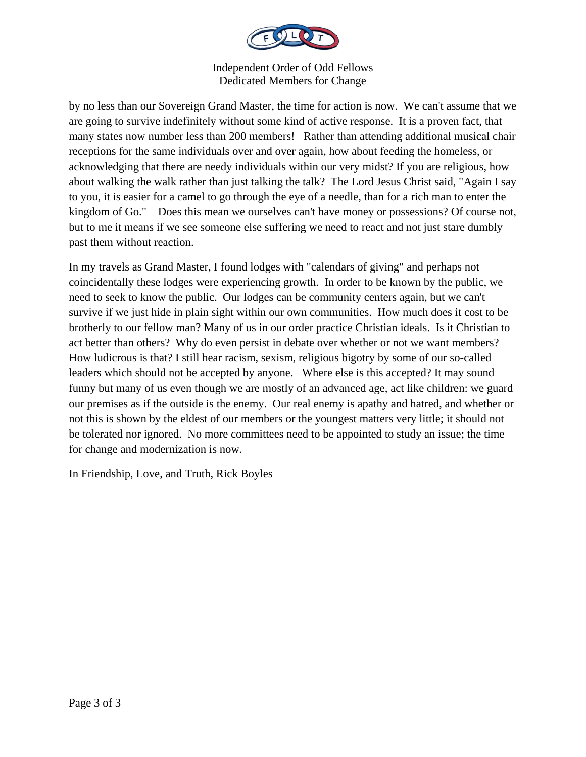by no less than our Sovereign Grand Master, the time for action is now. We can't assume that we are going to survive indefinitely without some kind of active response. It is a proven fact, that many states now number less than 200 members! Rather than attending additional musical chair receptions for the same individuals over and over again, how about feeding the homeless, or acknowledging that there are needy individuals within our very midst? If you are religious, how about walking the walk rather than just talking the talk? The Lord Jesus Christ said, "Again I say to you, it is easier for a camel to go through the eye of a needle, than for a rich man to enter the kingdom of Go." Does this mean we ourselves can't have money or possessions? Of course not, but to me it means if we see someone else suffering we need to react and not just stare dumbly past them without reaction.

In my travels as Grand Master, I found lodges with "calendars of giving" and perhaps not coincidentally these lodges were experiencing growth. In order to be known by the public, we need to seek to know the public. Our lodges can be community centers again, but we can't survive if we just hide in plain sight within our own communities. How much does it cost to be brotherly to our fellow man? Many of us in our order practice Christian ideals. Is it Christian to act better than others? Why do even persist in debate over whether or not we want members? How ludicrous is that? I still hear racism, sexism, religious bigotry by some of our so-called leaders which should not be accepted by anyone. Where else is this accepted? It may sound funny but many of us even though we are mostly of an advanced age, act like children: we guard our premises as if the outside is the enemy. Our real enemy is apathy and hatred, and whether or not this is shown by the eldest of our members or the youngest matters very little; it should not be tolerated nor ignored. No more committees need to be appointed to study an issue; the time for change and modernization is now.

In Friendship, Love, and Truth, Rick Boyles